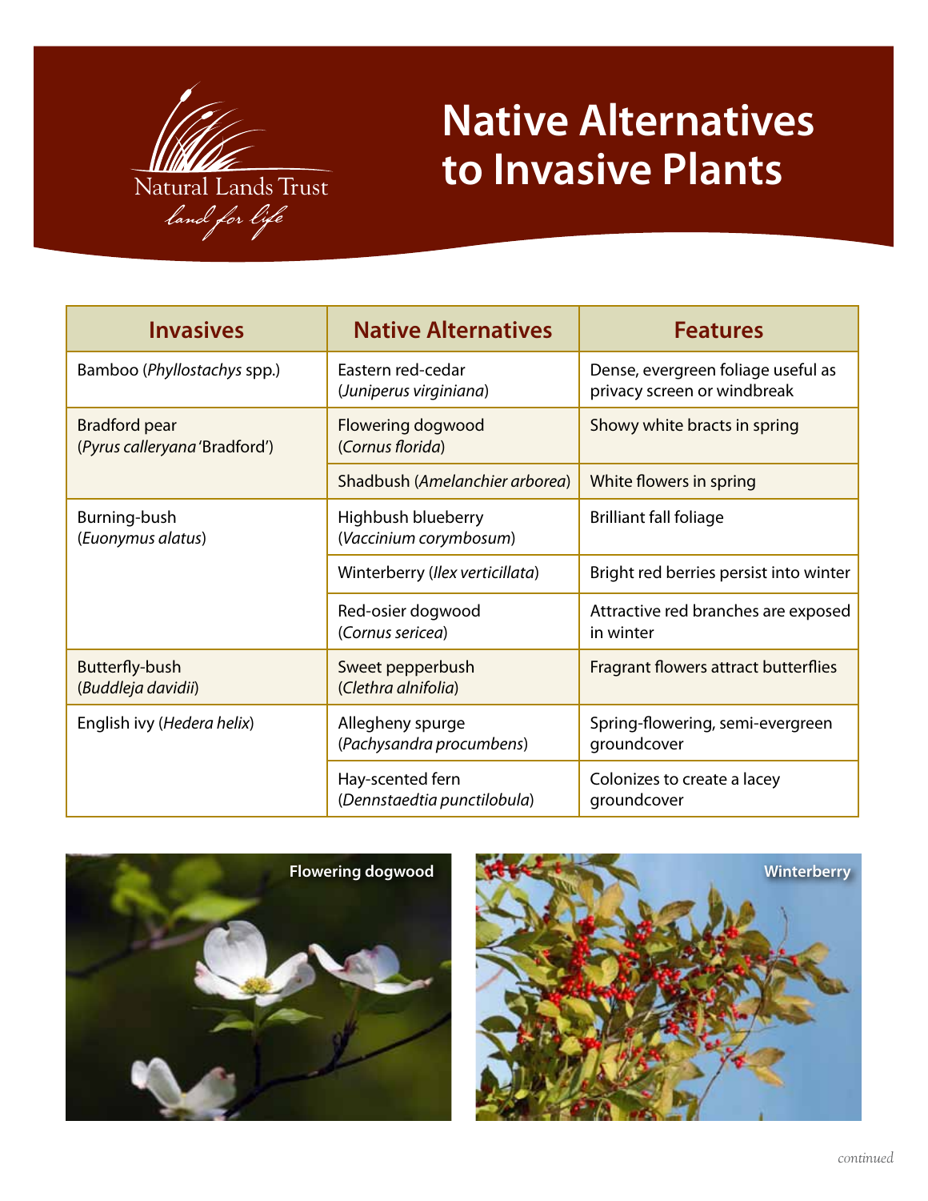Natural Lands Trust

*land for life*

# Native Alternatives to Invasive Plants

| Invasives | Native Alternatives | Features |
| --- | --- | --- |
| Bamboo (*Phyllostachys* spp.) | Eastern red-cedar (*Juniperus virginiana*) | Dense, evergreen foliage useful as privacy screen or windbreak |
| Bradford pear (*Pyrus calleryana* 'Bradford') | Flowering dogwood (*Cornus florida*) | Showy white bracts in spring |
| | Shadbush (*Amelanchier arborea*) | White flowers in spring |
| Burning-bush (*Euonymus alatus*) | Highbush blueberry (*Vaccinium corymbosum*) | Brilliant fall foliage |
| | Winterberry (*Ilex verticillata*) | Bright red berries persist into winter |
| | Red-osier dogwood (*Cornus sericea*) | Attractive red branches are exposed in winter |
| Butterfly-bush (*Buddleja davidii*) | Sweet pepperbush (*Clethra alnifolia*) | Fragrant flowers attract butterflies |
| English ivy (*Hedera helix*) | Allegheny spurge (*Pachysandra procumbens*) | Spring-flowering, semi-evergreen groundcover |
| | Hay-scented fern (*Dennstaedtia punctilobula*) | Colonizes to create a lacey groundcover |

Flowering dogwood

Winterberry

*continued*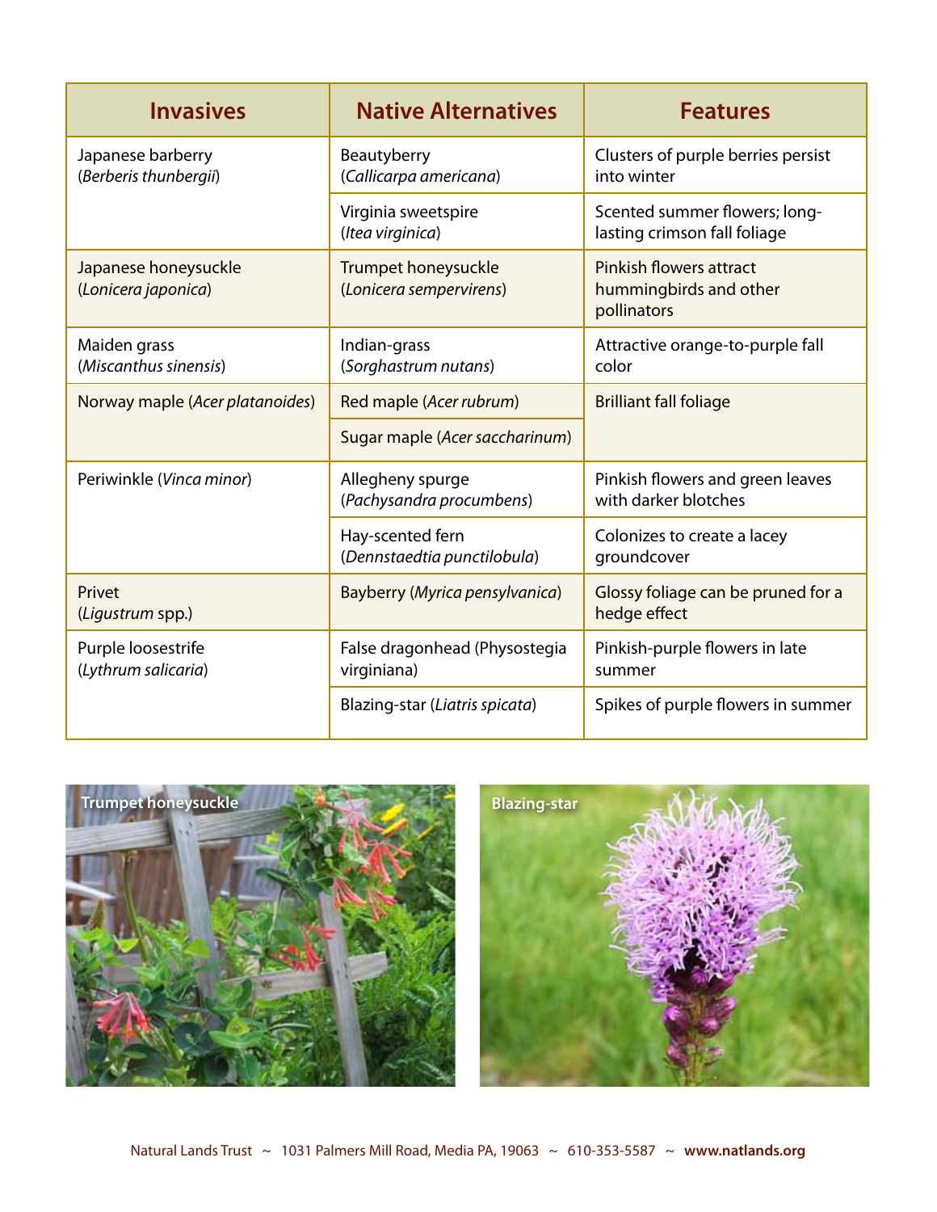| Invasives | Native Alternatives | Features |
|---|---|---|
| Japanese barberry (*Berberis thunbergii*) | Beautyberry (*Callicarpa americana*) | Clusters of purple berries persist into winter |
| | Virginia sweetspire (*Itea virginica*) | Scented summer flowers; long-lasting crimson fall foliage |
| Japanese honeysuckle (*Lonicera japonica*) | Trumpet honeysuckle (*Lonicera sempervirens*) | Pinkish flowers attract hummingbirds and other pollinators |
| Maiden grass (*Miscanthus sinensis*) | Indian-grass (*Sorghastrum nutans*) | Attractive orange-to-purple fall color |
| Norway maple (*Acer platanoides*) | Red maple (*Acer rubrum*) | Brilliant fall foliage |
| | Sugar maple (*Acer saccharinum*) | |
| Periwinkle (*Vinca minor*) | Allegheny spurge (*Pachysandra procumbens*) | Pinkish flowers and green leaves with darker blotches |
| | Hay-scented fern (*Dennstaedtia punctilobula*) | Colonizes to create a lacey groundcover |
| Privet (*Ligustrum* spp.) | Bayberry (*Myrica pensylvanica*) | Glossy foliage can be pruned for a hedge effect |
| Purple loosestrife (*Lythrum salicaria*) | False dragonhead (Physostegia virginiana) | Pinkish-purple flowers in late summer |
| | Blazing-star (*Liatris spicata*) | Spikes of purple flowers in summer |